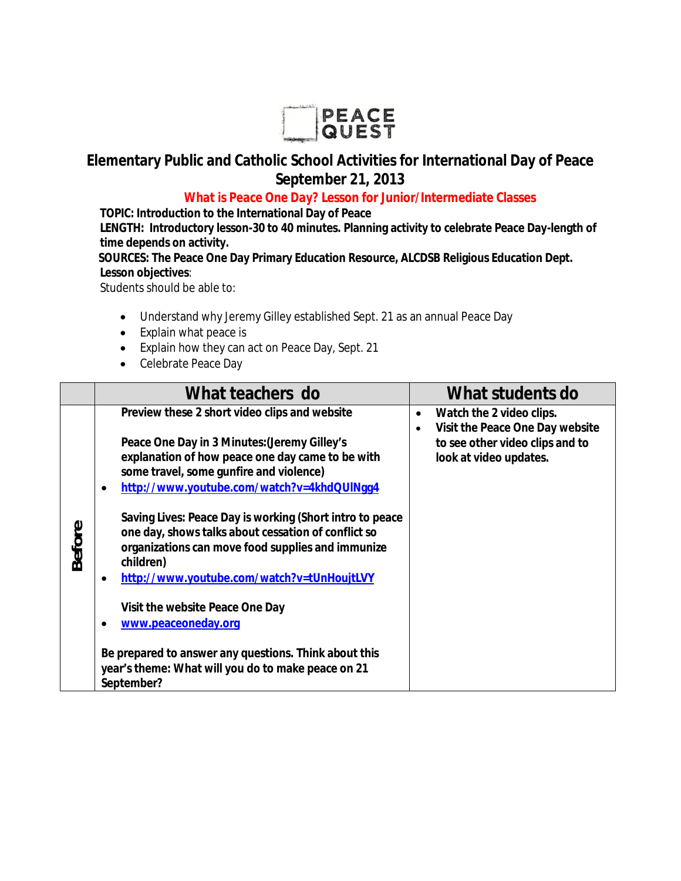PEACE QUEST

# Elementary Public and Catholic School Activities for International Day of Peace September 21, 2013

## What is Peace One Day? Lesson for Junior/Intermediate Classes

**TOPIC: Introduction to the International Day of Peace**

**LENGTH: Introductory lesson-30 to 40 minutes. Planning activity to celebrate Peace Day-length of time depends on activity.**

**SOURCES: The Peace One Day Primary Education Resource, ALCDSB Religious Education Dept.**

**Lesson objectives**:

Students should be able to:

- Understand why Jeremy Gilley established Sept. 21 as an annual Peace Day
- Explain what peace is
- Explain how they can act on Peace Day, Sept. 21
- Celebrate Peace Day

| | What teachers do | What students do |
|---|---|---|
| **Before** | **Preview these 2 short video clips and website**<br><br>**Peace One Day in 3 Minutes:(Jeremy Gilley's explanation of how peace one day came to be with some travel, some gunfire and violence)**<br>• http://www.youtube.com/watch?v=4khdQUINgg4<br><br>**Saving Lives: Peace Day is working (Short intro to peace one day, shows talks about cessation of conflict so organizations can move food supplies and immunize children)**<br>• http://www.youtube.com/watch?v=tUnHoujtLVY<br><br>**Visit the website Peace One Day**<br>• www.peaceoneday.org<br><br>**Be prepared to answer any questions. Think about this year's theme: What will you do to make peace on 21 September?** | • **Watch the 2 video clips.**<br>• **Visit the Peace One Day website to see other video clips and to look at video updates.** |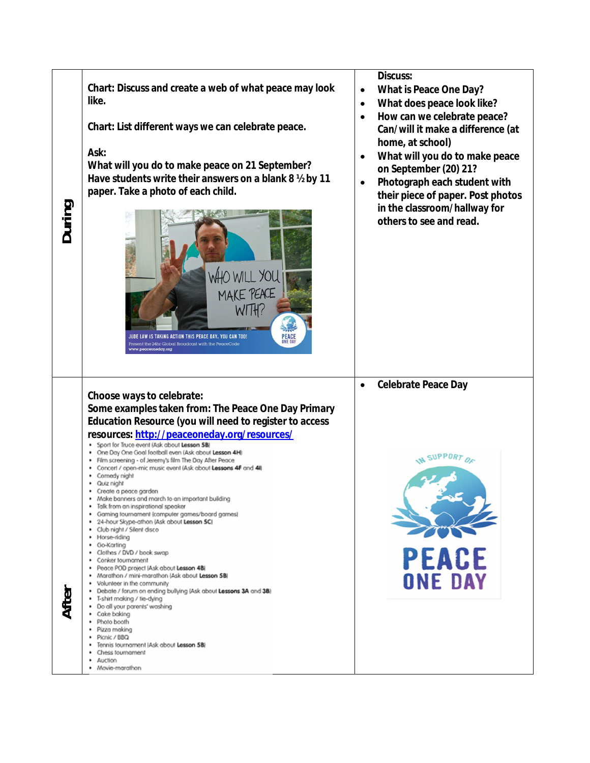| | | |
|---|---|---|
| **During** | **Chart: Discuss and create a web of what peace may look like.**<br><br>**Chart: List different ways we can celebrate peace.**<br><br>**Ask:**<br>**What will you do to make peace on 21 September?**<br>**Have students write their answers on a blank 8 ½ by 11 paper. Take a photo of each child.**<br><br>WHO WILL YOU MAKE PEACE WITH?<br>JUDE LAW IS TAKING ACTION THIS PEACE DAY. YOU CAN TOO!<br>Present the 24hr Global Broadcast with the PeaceCode<br>www.peaceoneday.org<br>PEACE ONE DAY | **Discuss:**<br>• **What is Peace One Day?**<br>• **What does peace look like?**<br>• **How can we celebrate peace? Can/will it make a difference (at home, at school)**<br>• **What will you do to make peace on September (20) 21?**<br>• **Photograph each student with their piece of paper. Post photos in the classroom/hallway for others to see and read.** |
| **After** | **Choose ways to celebrate:**<br>**Some examples taken from: The Peace One Day Primary Education Resource (you will need to register to access resources: [http://peaceoneday.org/resources/](http://peaceoneday.org/resources/)**<br>• Sport for Truce event (Ask about **Lesson 5B**)<br>• One Day One Goal football even (Ask about **Lesson 4H**)<br>• Film screening - of Jeremy's film The Day After Peace<br>• Concert / open-mic music event (Ask about **Lessons 4F** and **4I**)<br>• Comedy night<br>• Quiz night<br>• Create a peace garden<br>• Make banners and march to an important building<br>• Talk from an inspirational speaker<br>• Gaming tournament (computer games/board games)<br>• 24-hour Skype-athon (Ask about **Lesson 5C**)<br>• Club night / Silent disco<br>• Horse-riding<br>• Go-Karting<br>• Clothes / DVD / book swap<br>• Conker tournament<br>• Peace POD project (Ask about **Lesson 4B**)<br>• Marathon / mini-marathon (Ask about **Lesson 5B**)<br>• Volunteer in the community<br>• Debate / forum on ending bullying (Ask about **Lessons 3A** and **3B**)<br>• T-shirt making / tie-dying<br>• Do all your parents' washing<br>• Cake baking<br>• Photo booth<br>• Pizza making<br>• Picnic / BBQ<br>• Tennis tournament (Ask about **Lesson 5B**)<br>• Chess tournament<br>• Auction<br>• Movie-marathon | • **Celebrate Peace Day**<br><br>IN SUPPORT OF<br>PEACE ONE DAY |